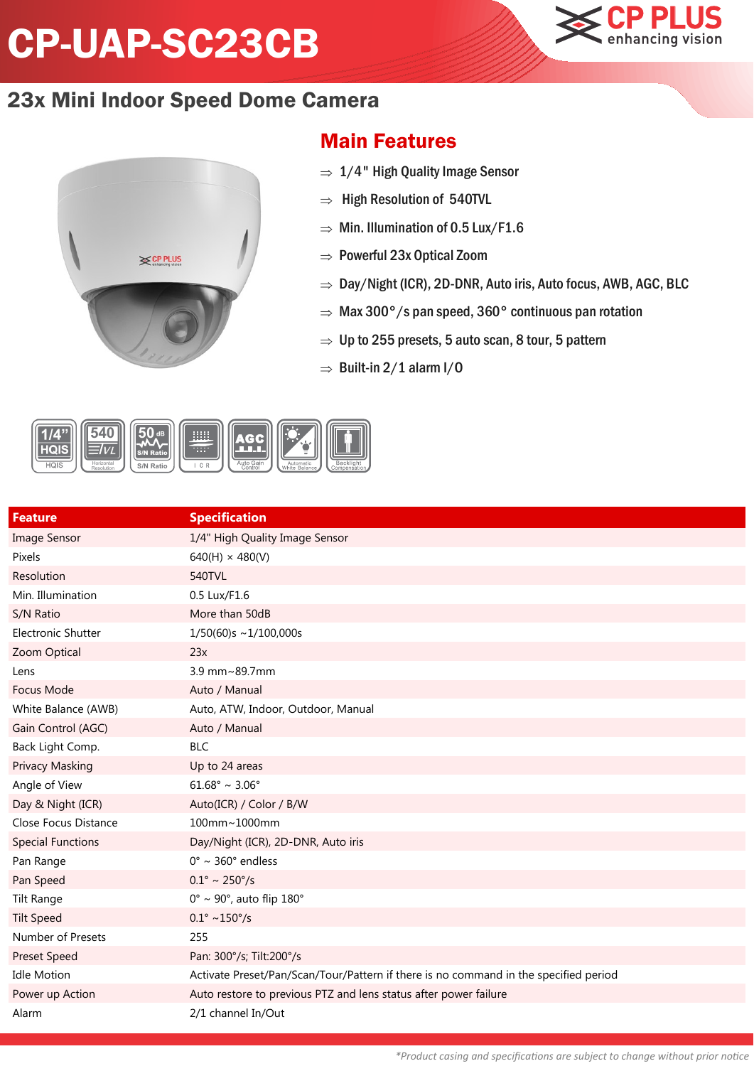# CP-UAP-SC23CB

## 23x Mini Indoor Speed Dome Camera

## Main Features

- 1/4" High Quality Image Sensor
- High Resolution of 540TVL
- Min. Illumination of 0.5 Lux/F1.6
- Powerful 23x Optical Zoom
- Day/Night (ICR), 2D-DNR, Auto iris, Auto focus, AWB, AGC, BLC
- Max 300°/s pan speed, 360° continuous pan rotation
- Up to 255 presets, 5 auto scan, 8 tour, 5 pattern
- Built-in 2/1 alarm I/O

| Feature | Specification |
|---|---|
| Image Sensor | 1/4" High Quality Image Sensor |
| Pixels | 640(H) × 480(V) |
| Resolution | 540TVL |
| Min. Illumination | 0.5 Lux/F1.6 |
| S/N Ratio | More than 50dB |
| Electronic Shutter | 1/50(60)s ~1/100,000s |
| Zoom Optical | 23x |
| Lens | 3.9 mm~89.7mm |
| Focus Mode | Auto / Manual |
| White Balance (AWB) | Auto, ATW, Indoor, Outdoor, Manual |
| Gain Control (AGC) | Auto / Manual |
| Back Light Comp. | BLC |
| Privacy Masking | Up to 24 areas |
| Angle of View | 61.68° ~ 3.06° |
| Day & Night (ICR) | Auto(ICR) / Color / B/W |
| Close Focus Distance | 100mm~1000mm |
| Special Functions | Day/Night (ICR), 2D-DNR, Auto iris |
| Pan Range | 0° ~ 360° endless |
| Pan Speed | 0.1° ~ 250°/s |
| Tilt Range | 0° ~ 90°, auto flip 180° |
| Tilt Speed | 0.1° ~150°/s |
| Number of Presets | 255 |
| Preset Speed | Pan: 300°/s; Tilt:200°/s |
| Idle Motion | Activate Preset/Pan/Scan/Tour/Pattern if there is no command in the specified period |
| Power up Action | Auto restore to previous PTZ and lens status after power failure |
| Alarm | 2/1 channel In/Out |

*\*Product casing and specifications are subject to change without prior notice*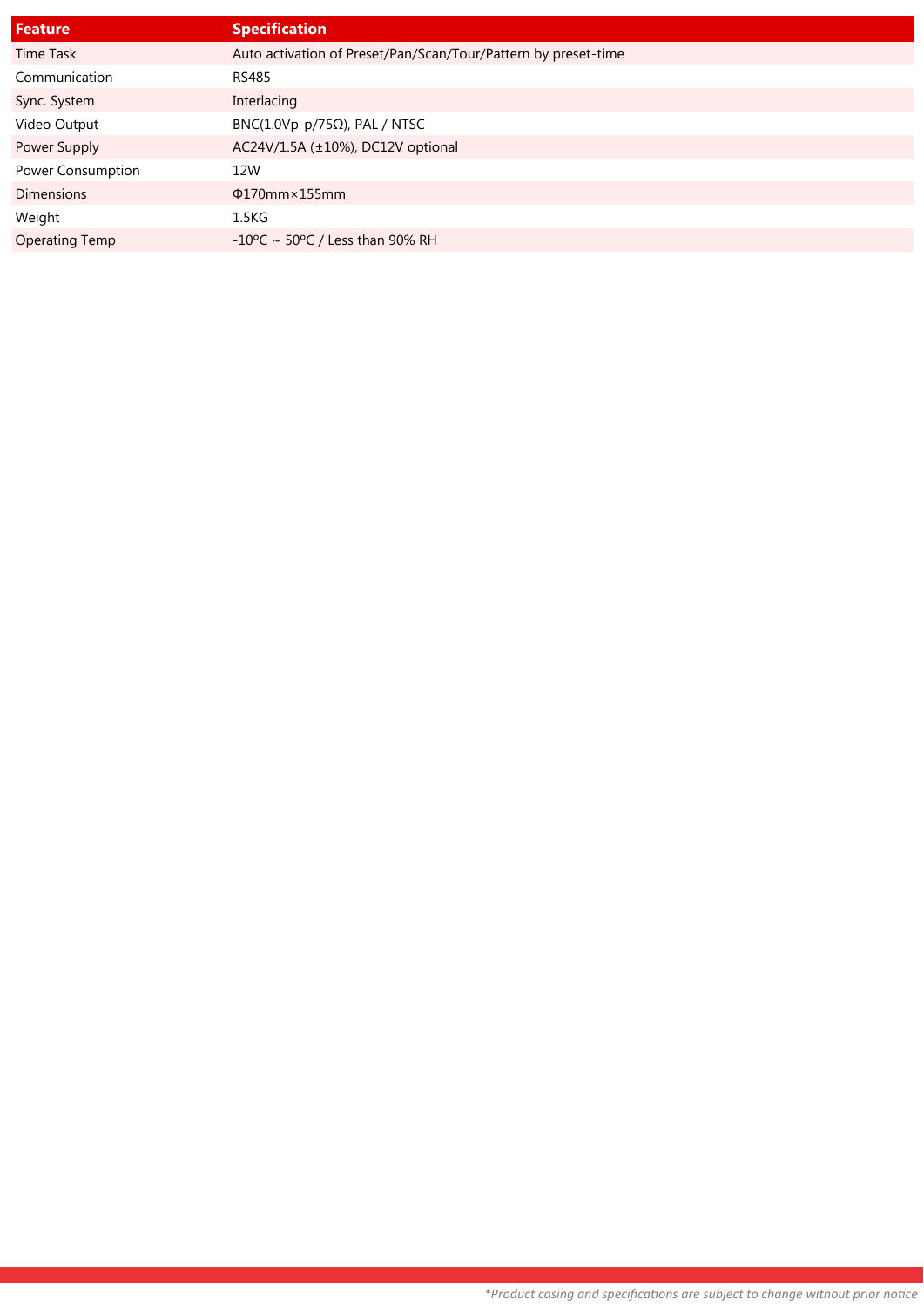| Feature | Specification |
|---|---|
| Time Task | Auto activation of Preset/Pan/Scan/Tour/Pattern by preset-time |
| Communication | RS485 |
| Sync. System | Interlacing |
| Video Output | BNC(1.0Vp-p/75Ω), PAL / NTSC |
| Power Supply | AC24V/1.5A (±10%), DC12V optional |
| Power Consumption | 12W |
| Dimensions | Φ170mm×155mm |
| Weight | 1.5KG |
| Operating Temp | -10ºC ~ 50ºC / Less than 90% RH |

*Product casing and specifications are subject to change without prior notice